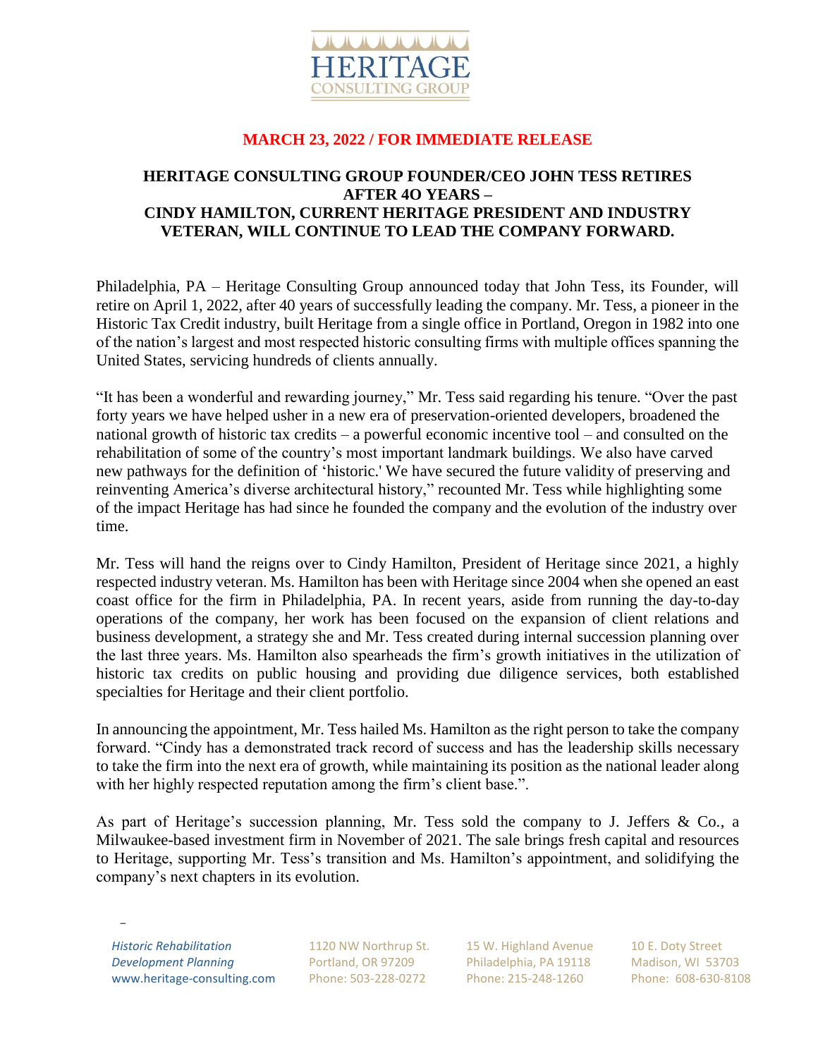HERITAGE
CONSULTING GROUP

**MARCH 23, 2022 / FOR IMMEDIATE RELEASE**

## HERITAGE CONSULTING GROUP FOUNDER/CEO JOHN TESS RETIRES AFTER 4O YEARS – CINDY HAMILTON, CURRENT HERITAGE PRESIDENT AND INDUSTRY VETERAN, WILL CONTINUE TO LEAD THE COMPANY FORWARD.

Philadelphia, PA – Heritage Consulting Group announced today that John Tess, its Founder, will retire on April 1, 2022, after 40 years of successfully leading the company. Mr. Tess, a pioneer in the Historic Tax Credit industry, built Heritage from a single office in Portland, Oregon in 1982 into one of the nation's largest and most respected historic consulting firms with multiple offices spanning the United States, servicing hundreds of clients annually.

"It has been a wonderful and rewarding journey," Mr. Tess said regarding his tenure. "Over the past forty years we have helped usher in a new era of preservation-oriented developers, broadened the national growth of historic tax credits – a powerful economic incentive tool – and consulted on the rehabilitation of some of the country's most important landmark buildings. We also have carved new pathways for the definition of 'historic.' We have secured the future validity of preserving and reinventing America's diverse architectural history," recounted Mr. Tess while highlighting some of the impact Heritage has had since he founded the company and the evolution of the industry over time.

Mr. Tess will hand the reigns over to Cindy Hamilton, President of Heritage since 2021, a highly respected industry veteran. Ms. Hamilton has been with Heritage since 2004 when she opened an east coast office for the firm in Philadelphia, PA. In recent years, aside from running the day-to-day operations of the company, her work has been focused on the expansion of client relations and business development, a strategy she and Mr. Tess created during internal succession planning over the last three years. Ms. Hamilton also spearheads the firm's growth initiatives in the utilization of historic tax credits on public housing and providing due diligence services, both established specialties for Heritage and their client portfolio.

In announcing the appointment, Mr. Tess hailed Ms. Hamilton as the right person to take the company forward. "Cindy has a demonstrated track record of success and has the leadership skills necessary to take the firm into the next era of growth, while maintaining its position as the national leader along with her highly respected reputation among the firm's client base.".

As part of Heritage's succession planning, Mr. Tess sold the company to J. Jeffers & Co., a Milwaukee-based investment firm in November of 2021. The sale brings fresh capital and resources to Heritage, supporting Mr. Tess's transition and Ms. Hamilton's appointment, and solidifying the company's next chapters in its evolution.

*Historic Rehabilitation*
*Development Planning*
www.heritage-consulting.com

1120 NW Northrup St.
Portland, OR 97209
Phone: 503-228-0272

15 W. Highland Avenue
Philadelphia, PA 19118
Phone: 215-248-1260

10 E. Doty Street
Madison, WI 53703
Phone: 608-630-8108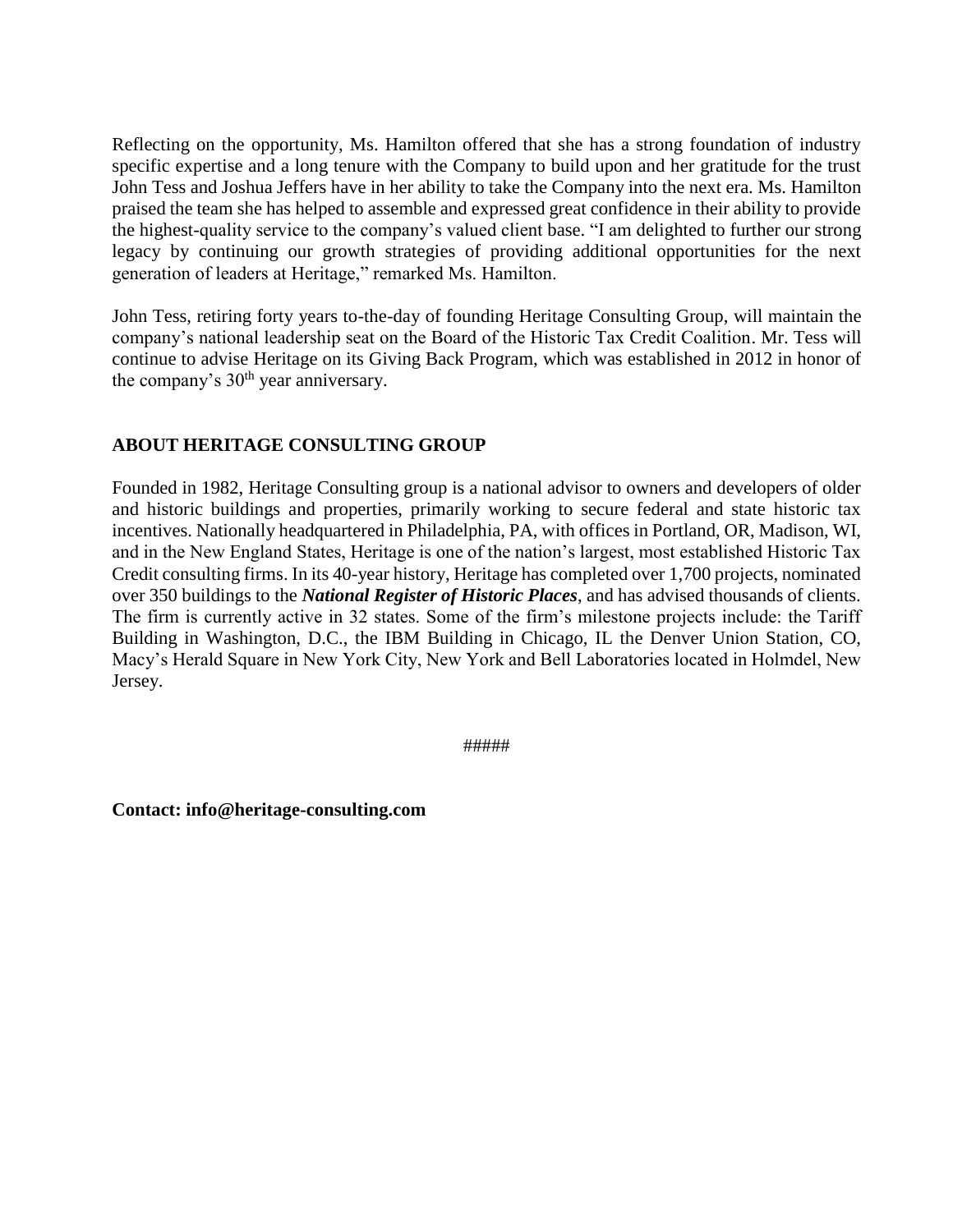Reflecting on the opportunity, Ms. Hamilton offered that she has a strong foundation of industry specific expertise and a long tenure with the Company to build upon and her gratitude for the trust John Tess and Joshua Jeffers have in her ability to take the Company into the next era. Ms. Hamilton praised the team she has helped to assemble and expressed great confidence in their ability to provide the highest-quality service to the company's valued client base. "I am delighted to further our strong legacy by continuing our growth strategies of providing additional opportunities for the next generation of leaders at Heritage," remarked Ms. Hamilton.

John Tess, retiring forty years to-the-day of founding Heritage Consulting Group, will maintain the company's national leadership seat on the Board of the Historic Tax Credit Coalition. Mr. Tess will continue to advise Heritage on its Giving Back Program, which was established in 2012 in honor of the company's 30th year anniversary.

## ABOUT HERITAGE CONSULTING GROUP

Founded in 1982, Heritage Consulting group is a national advisor to owners and developers of older and historic buildings and properties, primarily working to secure federal and state historic tax incentives. Nationally headquartered in Philadelphia, PA, with offices in Portland, OR, Madison, WI, and in the New England States, Heritage is one of the nation's largest, most established Historic Tax Credit consulting firms. In its 40-year history, Heritage has completed over 1,700 projects, nominated over 350 buildings to the ***National Register of Historic Places***, and has advised thousands of clients. The firm is currently active in 32 states. Some of the firm's milestone projects include: the Tariff Building in Washington, D.C., the IBM Building in Chicago, IL the Denver Union Station, CO, Macy's Herald Square in New York City, New York and Bell Laboratories located in Holmdel, New Jersey.

#####

**Contact: info@heritage-consulting.com**